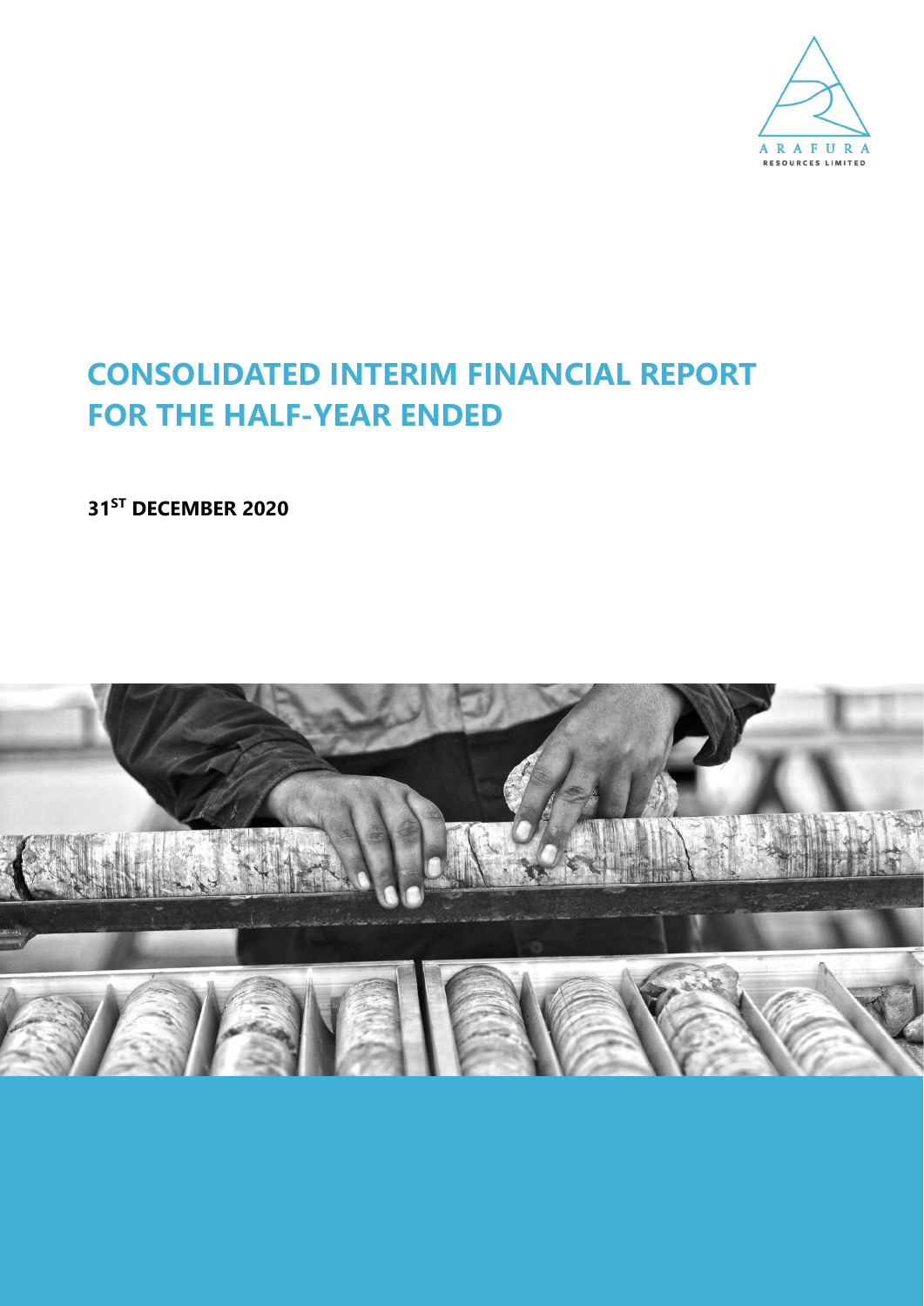ARAFURA

RESOURCES LIMITED

# CONSOLIDATED INTERIM FINANCIAL REPORT FOR THE HALF-YEAR ENDED

**31ST DECEMBER 2020**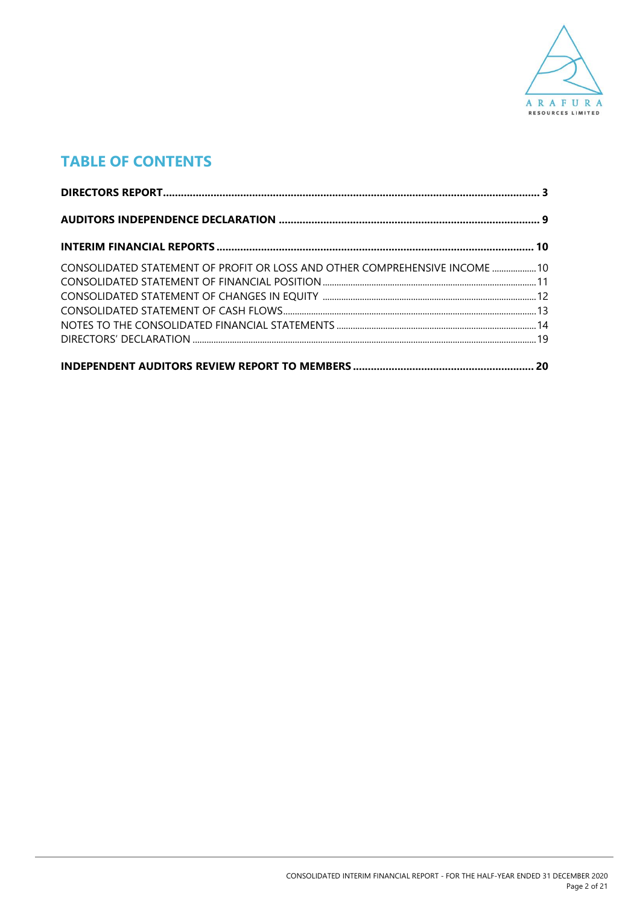## TABLE OF CONTENTS

**DIRECTORS REPORT** ........................................ **3**

**AUDITORS INDEPENDENCE DECLARATION** ........................................ **9**

**INTERIM FINANCIAL REPORTS** ........................................ **10**

CONSOLIDATED STATEMENT OF PROFIT OR LOSS AND OTHER COMPREHENSIVE INCOME ........................................ 10
CONSOLIDATED STATEMENT OF FINANCIAL POSITION ........................................ 11
CONSOLIDATED STATEMENT OF CHANGES IN EQUITY ........................................ 12
CONSOLIDATED STATEMENT OF CASH FLOWS ........................................ 13
NOTES TO THE CONSOLIDATED FINANCIAL STATEMENTS ........................................ 14
DIRECTORS' DECLARATION ........................................ 19

**INDEPENDENT AUDITORS REVIEW REPORT TO MEMBERS** ........................................ **20**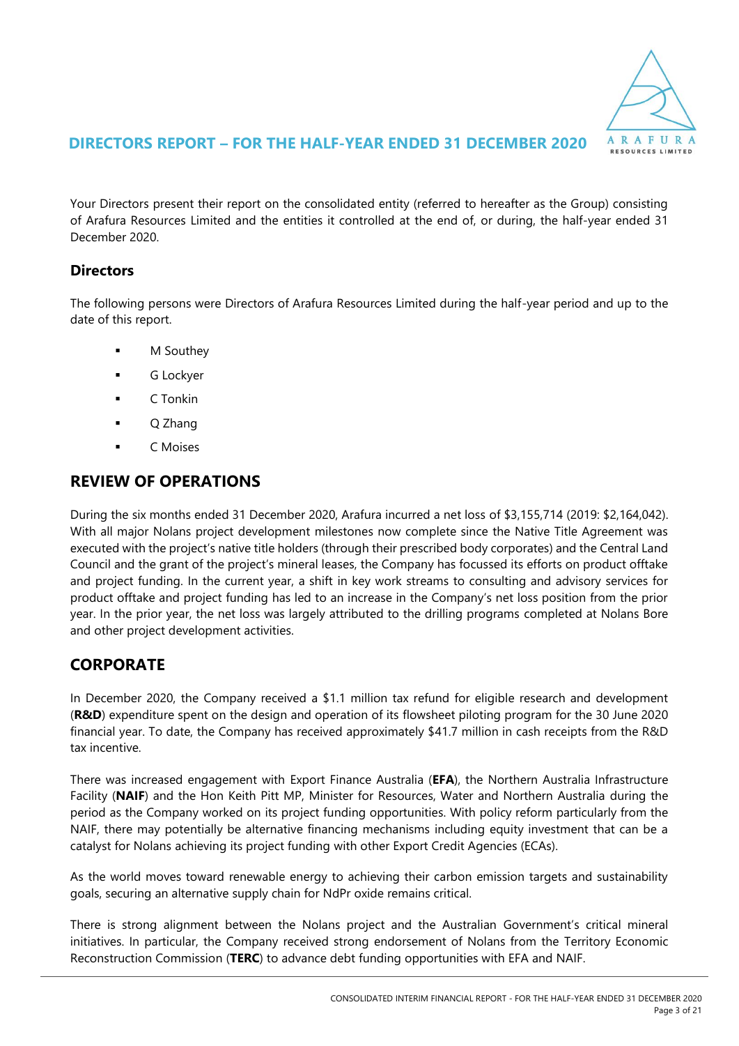# DIRECTORS REPORT – FOR THE HALF-YEAR ENDED 31 DECEMBER 2020

Your Directors present their report on the consolidated entity (referred to hereafter as the Group) consisting of Arafura Resources Limited and the entities it controlled at the end of, or during, the half-year ended 31 December 2020.

## Directors

The following persons were Directors of Arafura Resources Limited during the half-year period and up to the date of this report.

- M Southey
- G Lockyer
- C Tonkin
- Q Zhang
- C Moises

## REVIEW OF OPERATIONS

During the six months ended 31 December 2020, Arafura incurred a net loss of $3,155,714 (2019: $2,164,042). With all major Nolans project development milestones now complete since the Native Title Agreement was executed with the project's native title holders (through their prescribed body corporates) and the Central Land Council and the grant of the project's mineral leases, the Company has focussed its efforts on product offtake and project funding. In the current year, a shift in key work streams to consulting and advisory services for product offtake and project funding has led to an increase in the Company's net loss position from the prior year. In the prior year, the net loss was largely attributed to the drilling programs completed at Nolans Bore and other project development activities.

## CORPORATE

In December 2020, the Company received a $1.1 million tax refund for eligible research and development (**R&D**) expenditure spent on the design and operation of its flowsheet piloting program for the 30 June 2020 financial year. To date, the Company has received approximately $41.7 million in cash receipts from the R&D tax incentive.

There was increased engagement with Export Finance Australia (**EFA**), the Northern Australia Infrastructure Facility (**NAIF**) and the Hon Keith Pitt MP, Minister for Resources, Water and Northern Australia during the period as the Company worked on its project funding opportunities. With policy reform particularly from the NAIF, there may potentially be alternative financing mechanisms including equity investment that can be a catalyst for Nolans achieving its project funding with other Export Credit Agencies (ECAs).

As the world moves toward renewable energy to achieving their carbon emission targets and sustainability goals, securing an alternative supply chain for NdPr oxide remains critical.

There is strong alignment between the Nolans project and the Australian Government's critical mineral initiatives. In particular, the Company received strong endorsement of Nolans from the Territory Economic Reconstruction Commission (**TERC**) to advance debt funding opportunities with EFA and NAIF.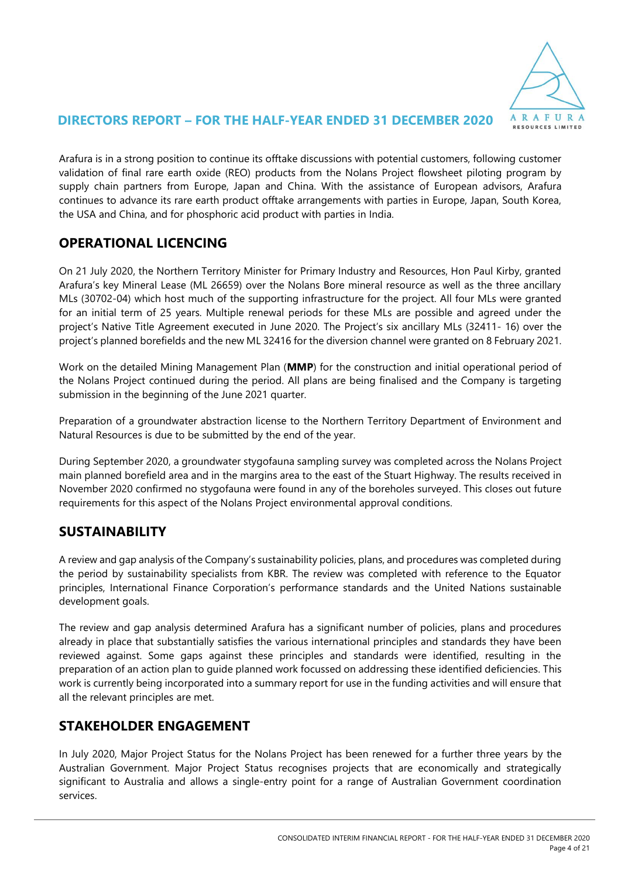Arafura is in a strong position to continue its offtake discussions with potential customers, following customer validation of final rare earth oxide (REO) products from the Nolans Project flowsheet piloting program by supply chain partners from Europe, Japan and China. With the assistance of European advisors, Arafura continues to advance its rare earth product offtake arrangements with parties in Europe, Japan, South Korea, the USA and China, and for phosphoric acid product with parties in India.

## OPERATIONAL LICENCING

On 21 July 2020, the Northern Territory Minister for Primary Industry and Resources, Hon Paul Kirby, granted Arafura's key Mineral Lease (ML 26659) over the Nolans Bore mineral resource as well as the three ancillary MLs (30702-04) which host much of the supporting infrastructure for the project. All four MLs were granted for an initial term of 25 years. Multiple renewal periods for these MLs are possible and agreed under the project's Native Title Agreement executed in June 2020. The Project's six ancillary MLs (32411- 16) over the project's planned borefields and the new ML 32416 for the diversion channel were granted on 8 February 2021.

Work on the detailed Mining Management Plan (**MMP**) for the construction and initial operational period of the Nolans Project continued during the period. All plans are being finalised and the Company is targeting submission in the beginning of the June 2021 quarter.

Preparation of a groundwater abstraction license to the Northern Territory Department of Environment and Natural Resources is due to be submitted by the end of the year.

During September 2020, a groundwater stygofauna sampling survey was completed across the Nolans Project main planned borefield area and in the margins area to the east of the Stuart Highway. The results received in November 2020 confirmed no stygofauna were found in any of the boreholes surveyed. This closes out future requirements for this aspect of the Nolans Project environmental approval conditions.

## SUSTAINABILITY

A review and gap analysis of the Company's sustainability policies, plans, and procedures was completed during the period by sustainability specialists from KBR. The review was completed with reference to the Equator principles, International Finance Corporation's performance standards and the United Nations sustainable development goals.

The review and gap analysis determined Arafura has a significant number of policies, plans and procedures already in place that substantially satisfies the various international principles and standards they have been reviewed against. Some gaps against these principles and standards were identified, resulting in the preparation of an action plan to guide planned work focussed on addressing these identified deficiencies. This work is currently being incorporated into a summary report for use in the funding activities and will ensure that all the relevant principles are met.

## STAKEHOLDER ENGAGEMENT

In July 2020, Major Project Status for the Nolans Project has been renewed for a further three years by the Australian Government. Major Project Status recognises projects that are economically and strategically significant to Australia and allows a single-entry point for a range of Australian Government coordination services.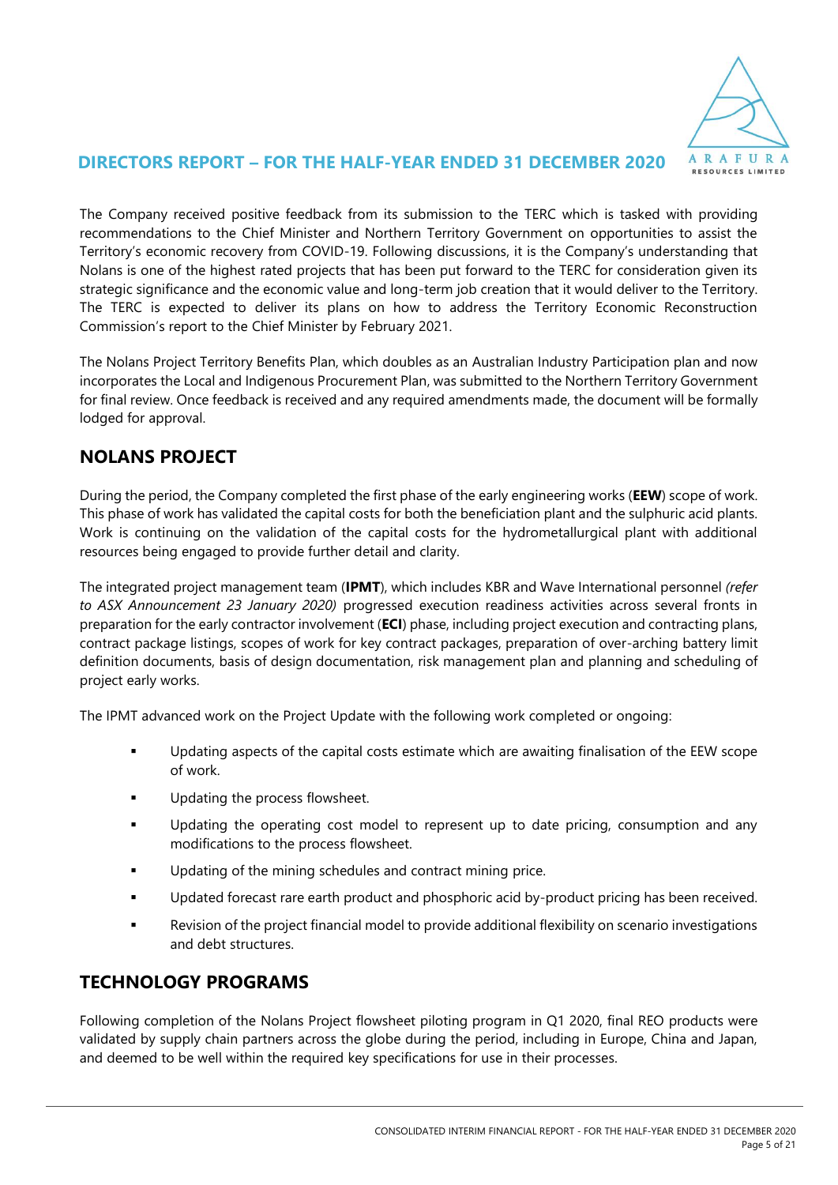The Company received positive feedback from its submission to the TERC which is tasked with providing recommendations to the Chief Minister and Northern Territory Government on opportunities to assist the Territory's economic recovery from COVID-19. Following discussions, it is the Company's understanding that Nolans is one of the highest rated projects that has been put forward to the TERC for consideration given its strategic significance and the economic value and long-term job creation that it would deliver to the Territory. The TERC is expected to deliver its plans on how to address the Territory Economic Reconstruction Commission's report to the Chief Minister by February 2021.

The Nolans Project Territory Benefits Plan, which doubles as an Australian Industry Participation plan and now incorporates the Local and Indigenous Procurement Plan, was submitted to the Northern Territory Government for final review. Once feedback is received and any required amendments made, the document will be formally lodged for approval.

## NOLANS PROJECT

During the period, the Company completed the first phase of the early engineering works (**EEW**) scope of work. This phase of work has validated the capital costs for both the beneficiation plant and the sulphuric acid plants. Work is continuing on the validation of the capital costs for the hydrometallurgical plant with additional resources being engaged to provide further detail and clarity.

The integrated project management team (**IPMT**), which includes KBR and Wave International personnel *(refer to ASX Announcement 23 January 2020)* progressed execution readiness activities across several fronts in preparation for the early contractor involvement (**ECI**) phase, including project execution and contracting plans, contract package listings, scopes of work for key contract packages, preparation of over-arching battery limit definition documents, basis of design documentation, risk management plan and planning and scheduling of project early works.

The IPMT advanced work on the Project Update with the following work completed or ongoing:

- Updating aspects of the capital costs estimate which are awaiting finalisation of the EEW scope of work.
- Updating the process flowsheet.
- Updating the operating cost model to represent up to date pricing, consumption and any modifications to the process flowsheet.
- Updating of the mining schedules and contract mining price.
- Updated forecast rare earth product and phosphoric acid by-product pricing has been received.
- Revision of the project financial model to provide additional flexibility on scenario investigations and debt structures.

## TECHNOLOGY PROGRAMS

Following completion of the Nolans Project flowsheet piloting program in Q1 2020, final REO products were validated by supply chain partners across the globe during the period, including in Europe, China and Japan, and deemed to be well within the required key specifications for use in their processes.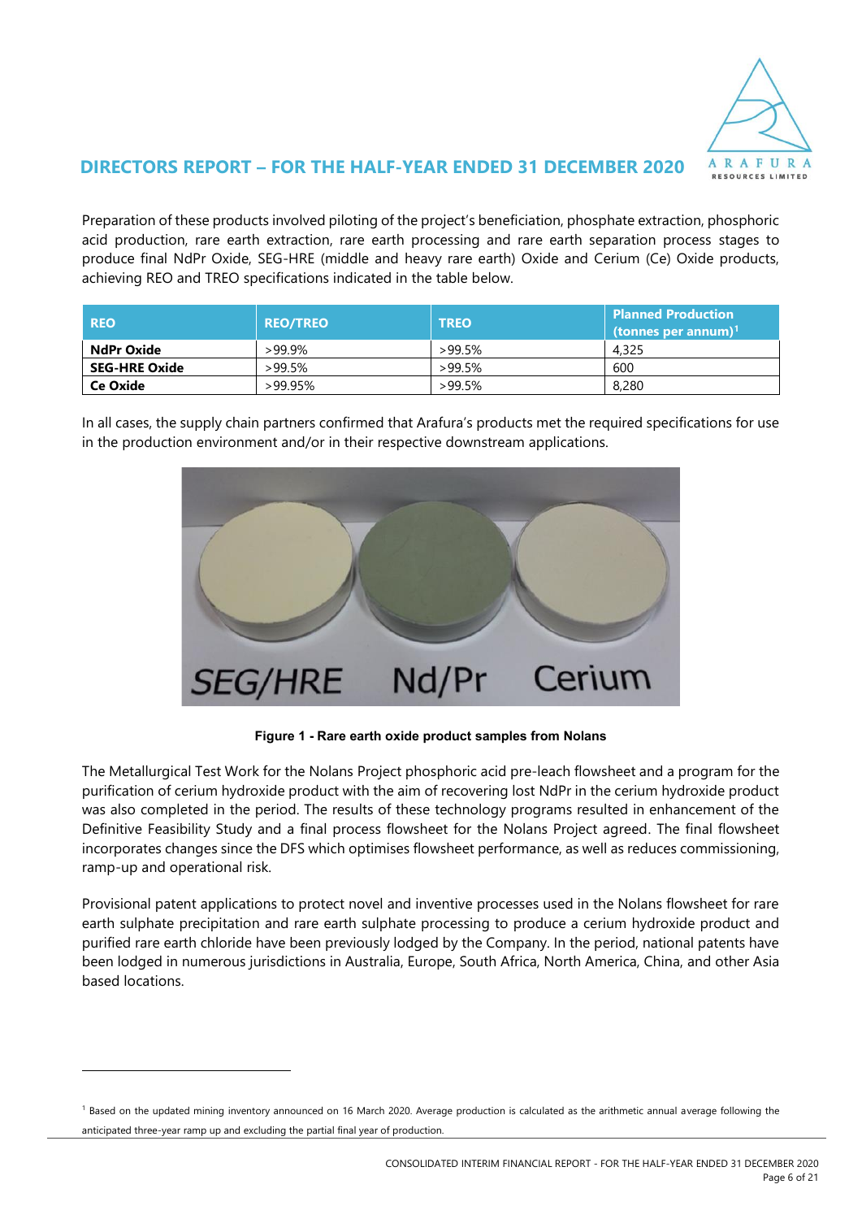## DIRECTORS REPORT – FOR THE HALF-YEAR ENDED 31 DECEMBER 2020

Preparation of these products involved piloting of the project's beneficiation, phosphate extraction, phosphoric acid production, rare earth extraction, rare earth processing and rare earth separation process stages to produce final NdPr Oxide, SEG-HRE (middle and heavy rare earth) Oxide and Cerium (Ce) Oxide products, achieving REO and TREO specifications indicated in the table below.

| REO | REO/TREO | TREO | Planned Production (tonnes per annum)[1] |
|---|---|---|---|
| **NdPr Oxide** | >99.9% | >99.5% | 4,325 |
| **SEG-HRE Oxide** | >99.5% | >99.5% | 600 |
| **Ce Oxide** | >99.95% | >99.5% | 8,280 |

In all cases, the supply chain partners confirmed that Arafura's products met the required specifications for use in the production environment and/or in their respective downstream applications.

**Figure 1 - Rare earth oxide product samples from Nolans**

The Metallurgical Test Work for the Nolans Project phosphoric acid pre-leach flowsheet and a program for the purification of cerium hydroxide product with the aim of recovering lost NdPr in the cerium hydroxide product was also completed in the period. The results of these technology programs resulted in enhancement of the Definitive Feasibility Study and a final process flowsheet for the Nolans Project agreed. The final flowsheet incorporates changes since the DFS which optimises flowsheet performance, as well as reduces commissioning, ramp-up and operational risk.

Provisional patent applications to protect novel and inventive processes used in the Nolans flowsheet for rare earth sulphate precipitation and rare earth sulphate processing to produce a cerium hydroxide product and purified rare earth chloride have been previously lodged by the Company. In the period, national patents have been lodged in numerous jurisdictions in Australia, Europe, South Africa, North America, China, and other Asia based locations.

[1] Based on the updated mining inventory announced on 16 March 2020. Average production is calculated as the arithmetic annual average following the anticipated three-year ramp up and excluding the partial final year of production.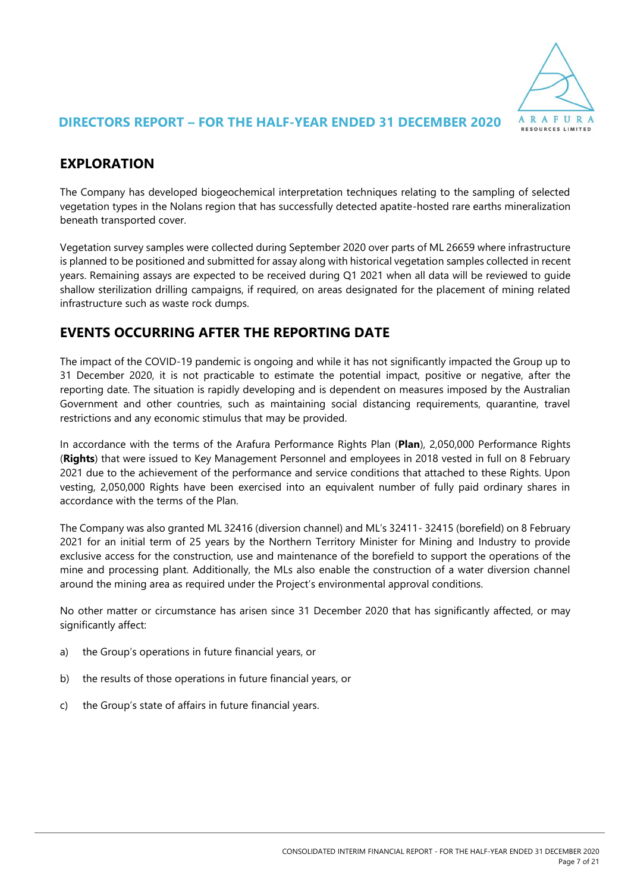## EXPLORATION

The Company has developed biogeochemical interpretation techniques relating to the sampling of selected vegetation types in the Nolans region that has successfully detected apatite-hosted rare earths mineralization beneath transported cover.

Vegetation survey samples were collected during September 2020 over parts of ML 26659 where infrastructure is planned to be positioned and submitted for assay along with historical vegetation samples collected in recent years. Remaining assays are expected to be received during Q1 2021 when all data will be reviewed to guide shallow sterilization drilling campaigns, if required, on areas designated for the placement of mining related infrastructure such as waste rock dumps.

## EVENTS OCCURRING AFTER THE REPORTING DATE

The impact of the COVID-19 pandemic is ongoing and while it has not significantly impacted the Group up to 31 December 2020, it is not practicable to estimate the potential impact, positive or negative, after the reporting date. The situation is rapidly developing and is dependent on measures imposed by the Australian Government and other countries, such as maintaining social distancing requirements, quarantine, travel restrictions and any economic stimulus that may be provided.

In accordance with the terms of the Arafura Performance Rights Plan (**Plan**), 2,050,000 Performance Rights (**Rights**) that were issued to Key Management Personnel and employees in 2018 vested in full on 8 February 2021 due to the achievement of the performance and service conditions that attached to these Rights. Upon vesting, 2,050,000 Rights have been exercised into an equivalent number of fully paid ordinary shares in accordance with the terms of the Plan.

The Company was also granted ML 32416 (diversion channel) and ML's 32411- 32415 (borefield) on 8 February 2021 for an initial term of 25 years by the Northern Territory Minister for Mining and Industry to provide exclusive access for the construction, use and maintenance of the borefield to support the operations of the mine and processing plant. Additionally, the MLs also enable the construction of a water diversion channel around the mining area as required under the Project's environmental approval conditions.

No other matter or circumstance has arisen since 31 December 2020 that has significantly affected, or may significantly affect:

a) the Group's operations in future financial years, or

b) the results of those operations in future financial years, or

c) the Group's state of affairs in future financial years.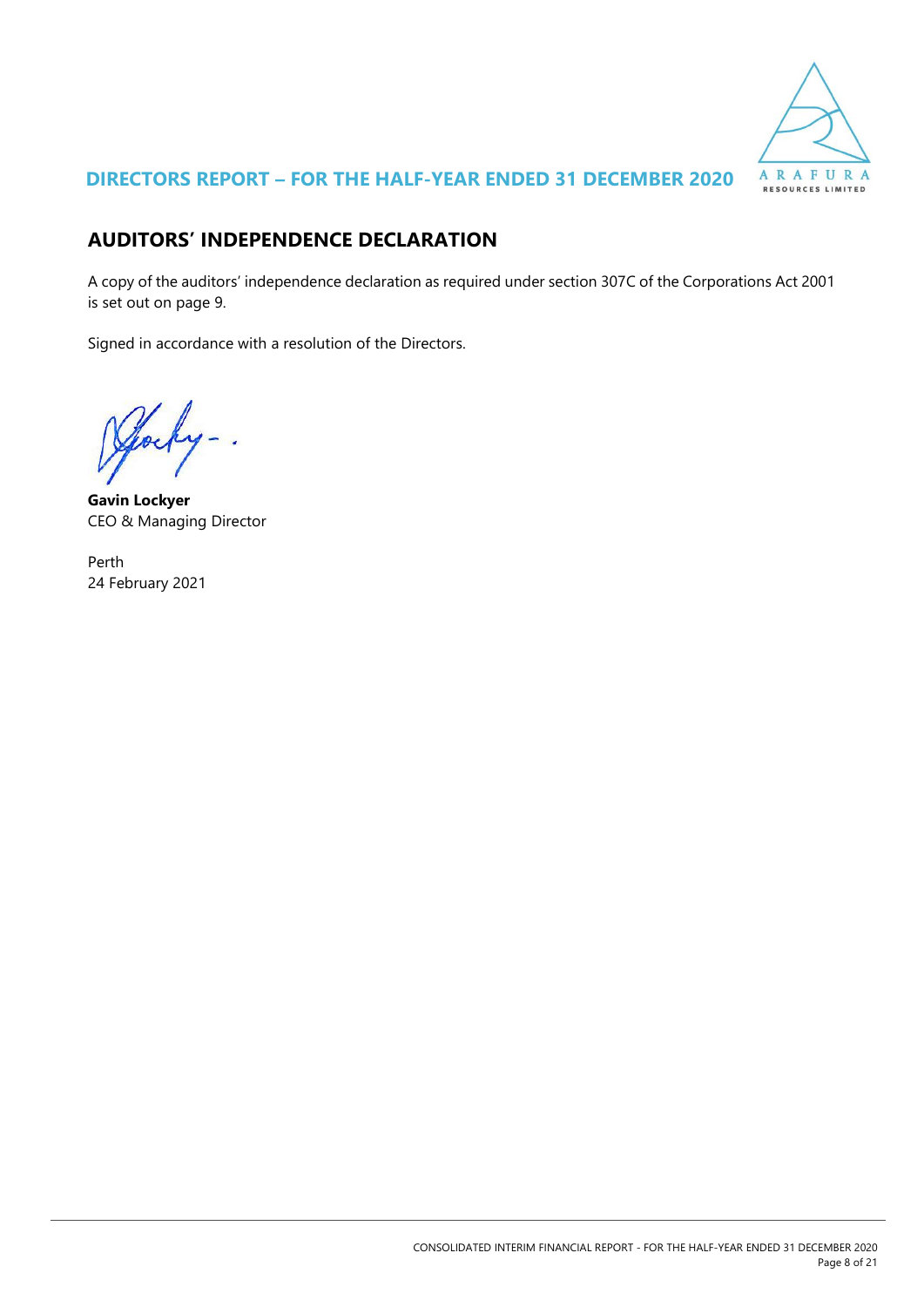## AUDITORS' INDEPENDENCE DECLARATION

A copy of the auditors' independence declaration as required under section 307C of the Corporations Act 2001 is set out on page 9.

Signed in accordance with a resolution of the Directors.

**Gavin Lockyer**
CEO & Managing Director

Perth
24 February 2021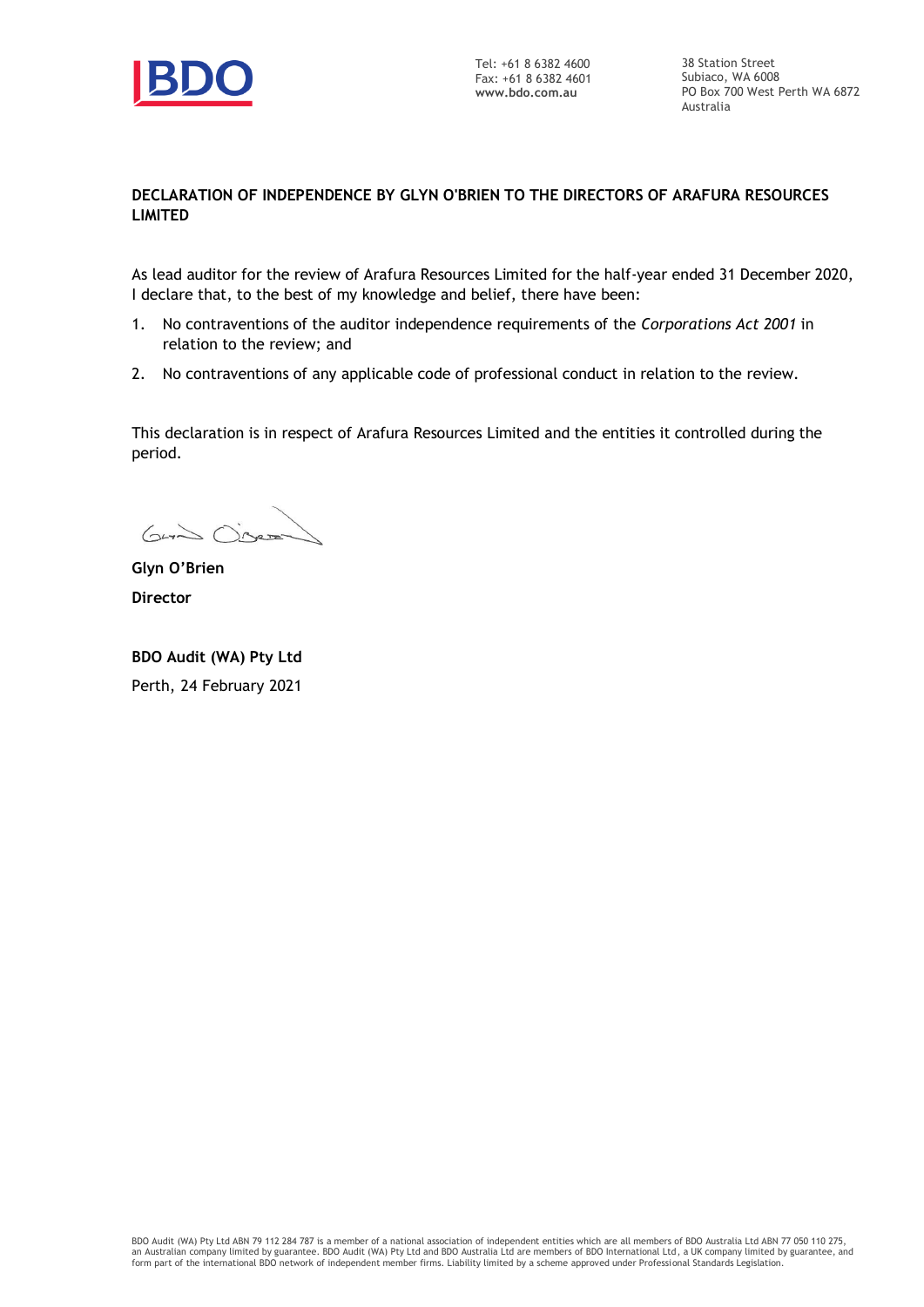Tel: +61 8 6382 4600
Fax: +61 8 6382 4601
**www.bdo.com.au**

38 Station Street
Subiaco, WA 6008
PO Box 700 West Perth WA 6872
Australia

**DECLARATION OF INDEPENDENCE BY GLYN O'BRIEN TO THE DIRECTORS OF ARAFURA RESOURCES LIMITED**

As lead auditor for the review of Arafura Resources Limited for the half-year ended 31 December 2020, I declare that, to the best of my knowledge and belief, there have been:

1. No contraventions of the auditor independence requirements of the *Corporations Act 2001* in relation to the review; and
2. No contraventions of any applicable code of professional conduct in relation to the review.

This declaration is in respect of Arafura Resources Limited and the entities it controlled during the period.

**Glyn O'Brien**

**Director**

**BDO Audit (WA) Pty Ltd**

Perth, 24 February 2021

BDO Audit (WA) Pty Ltd ABN 79 112 284 787 is a member of a national association of independent entities which are all members of BDO Australia Ltd ABN 77 050 110 275, an Australian company limited by guarantee. BDO Audit (WA) Pty Ltd and BDO Australia Ltd are members of BDO International Ltd, a UK company limited by guarantee, and form part of the international BDO network of independent member firms. Liability limited by a scheme approved under Professional Standards Legislation.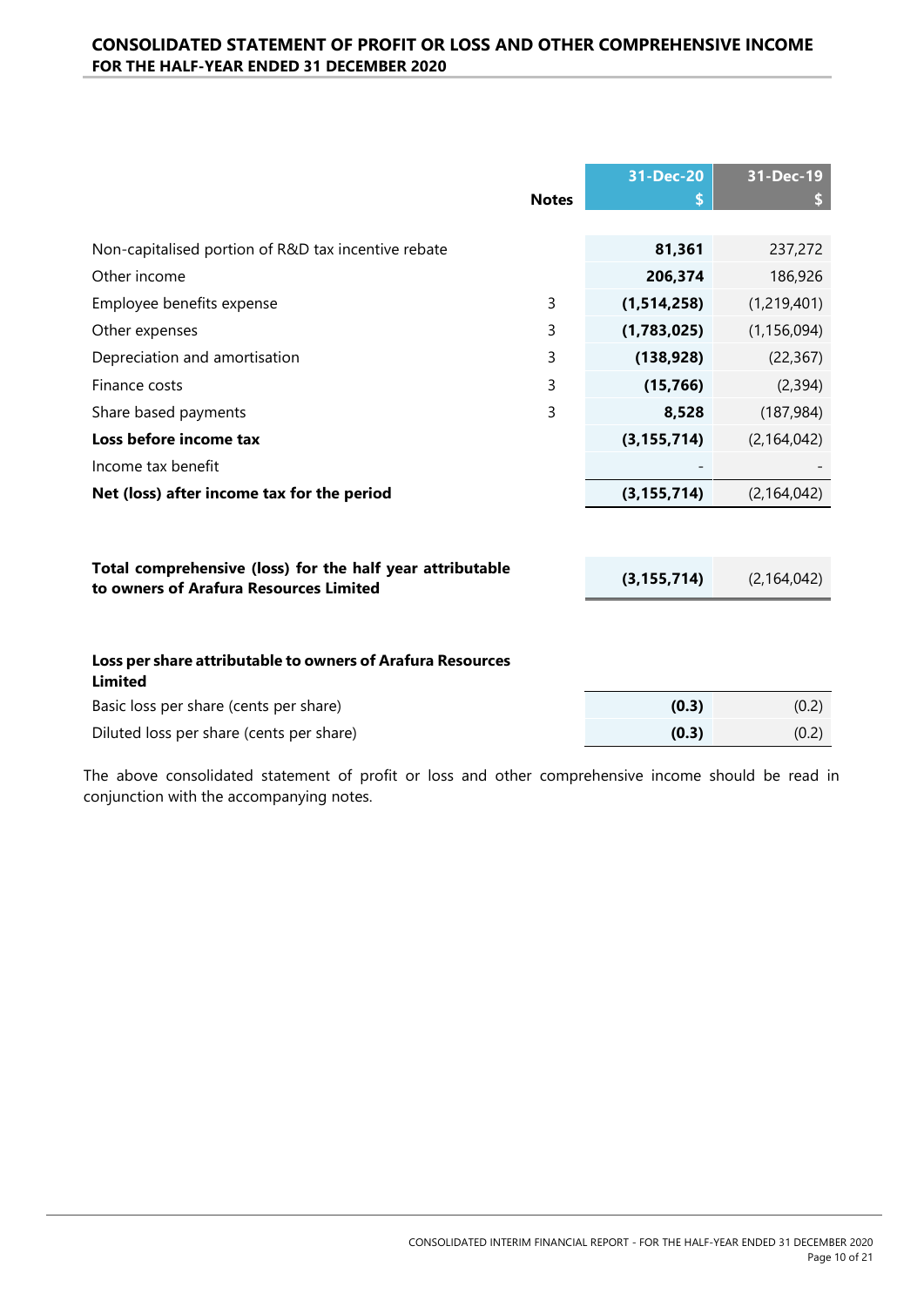## CONSOLIDATED STATEMENT OF PROFIT OR LOSS AND OTHER COMPREHENSIVE INCOME
### FOR THE HALF-YEAR ENDED 31 DECEMBER 2020

| | Notes | 31-Dec-20 $ | 31-Dec-19 $ |
|---|---|---|---|
| Non-capitalised portion of R&D tax incentive rebate | | **81,361** | 237,272 |
| Other income | | **206,374** | 186,926 |
| Employee benefits expense | 3 | **(1,514,258)** | (1,219,401) |
| Other expenses | 3 | **(1,783,025)** | (1,156,094) |
| Depreciation and amortisation | 3 | **(138,928)** | (22,367) |
| Finance costs | 3 | **(15,766)** | (2,394) |
| Share based payments | 3 | **8,528** | (187,984) |
| **Loss before income tax** | | **(3,155,714)** | (2,164,042) |
| Income tax benefit | | - | - |
| **Net (loss) after income tax for the period** | | **(3,155,714)** | (2,164,042) |
| | | | |
| **Total comprehensive (loss) for the half year attributable to owners of Arafura Resources Limited** | | **(3,155,714)** | (2,164,042) |
| | | | |
| **Loss per share attributable to owners of Arafura Resources Limited** | | | |
| Basic loss per share (cents per share) | | **(0.3)** | (0.2) |
| Diluted loss per share (cents per share) | | **(0.3)** | (0.2) |

The above consolidated statement of profit or loss and other comprehensive income should be read in conjunction with the accompanying notes.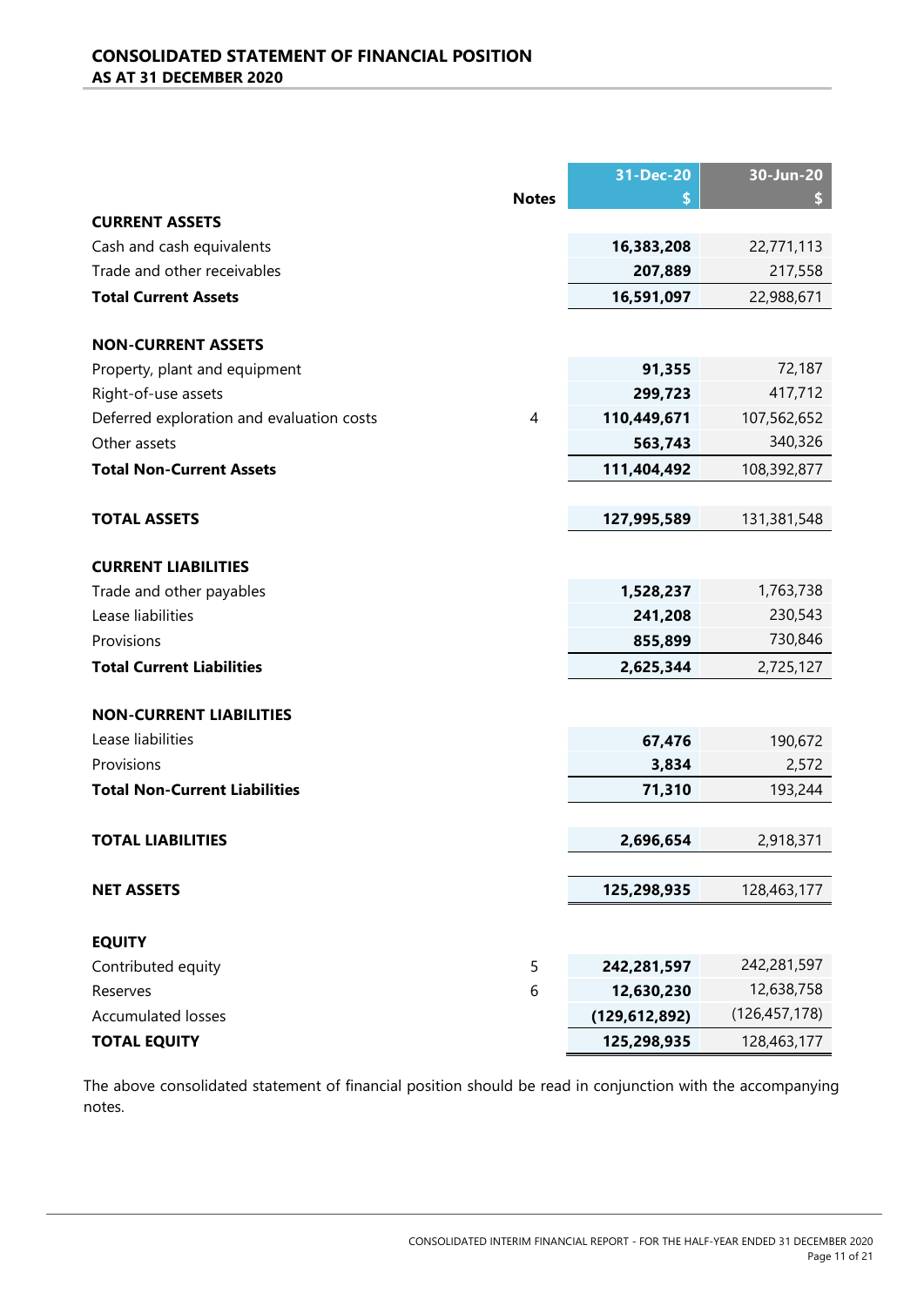# CONSOLIDATED STATEMENT OF FINANCIAL POSITION

## AS AT 31 DECEMBER 2020

| | Notes | 31-Dec-20<br>$ | 30-Jun-20<br>$ |
|---|---|---|---|
| **CURRENT ASSETS** | | | |
| Cash and cash equivalents | | **16,383,208** | 22,771,113 |
| Trade and other receivables | | **207,889** | 217,558 |
| **Total Current Assets** | | **16,591,097** | 22,988,671 |
| | | | |
| **NON-CURRENT ASSETS** | | | |
| Property, plant and equipment | | **91,355** | 72,187 |
| Right-of-use assets | | **299,723** | 417,712 |
| Deferred exploration and evaluation costs | 4 | **110,449,671** | 107,562,652 |
| Other assets | | **563,743** | 340,326 |
| **Total Non-Current Assets** | | **111,404,492** | 108,392,877 |
| | | | |
| **TOTAL ASSETS** | | **127,995,589** | 131,381,548 |
| | | | |
| **CURRENT LIABILITIES** | | | |
| Trade and other payables | | **1,528,237** | 1,763,738 |
| Lease liabilities | | **241,208** | 230,543 |
| Provisions | | **855,899** | 730,846 |
| **Total Current Liabilities** | | **2,625,344** | 2,725,127 |
| | | | |
| **NON-CURRENT LIABILITIES** | | | |
| Lease liabilities | | **67,476** | 190,672 |
| Provisions | | **3,834** | 2,572 |
| **Total Non-Current Liabilities** | | **71,310** | 193,244 |
| | | | |
| **TOTAL LIABILITIES** | | **2,696,654** | 2,918,371 |
| | | | |
| **NET ASSETS** | | **125,298,935** | 128,463,177 |
| | | | |
| **EQUITY** | | | |
| Contributed equity | 5 | **242,281,597** | 242,281,597 |
| Reserves | 6 | **12,630,230** | 12,638,758 |
| Accumulated losses | | **(129,612,892)** | (126,457,178) |
| **TOTAL EQUITY** | | **125,298,935** | 128,463,177 |

The above consolidated statement of financial position should be read in conjunction with the accompanying notes.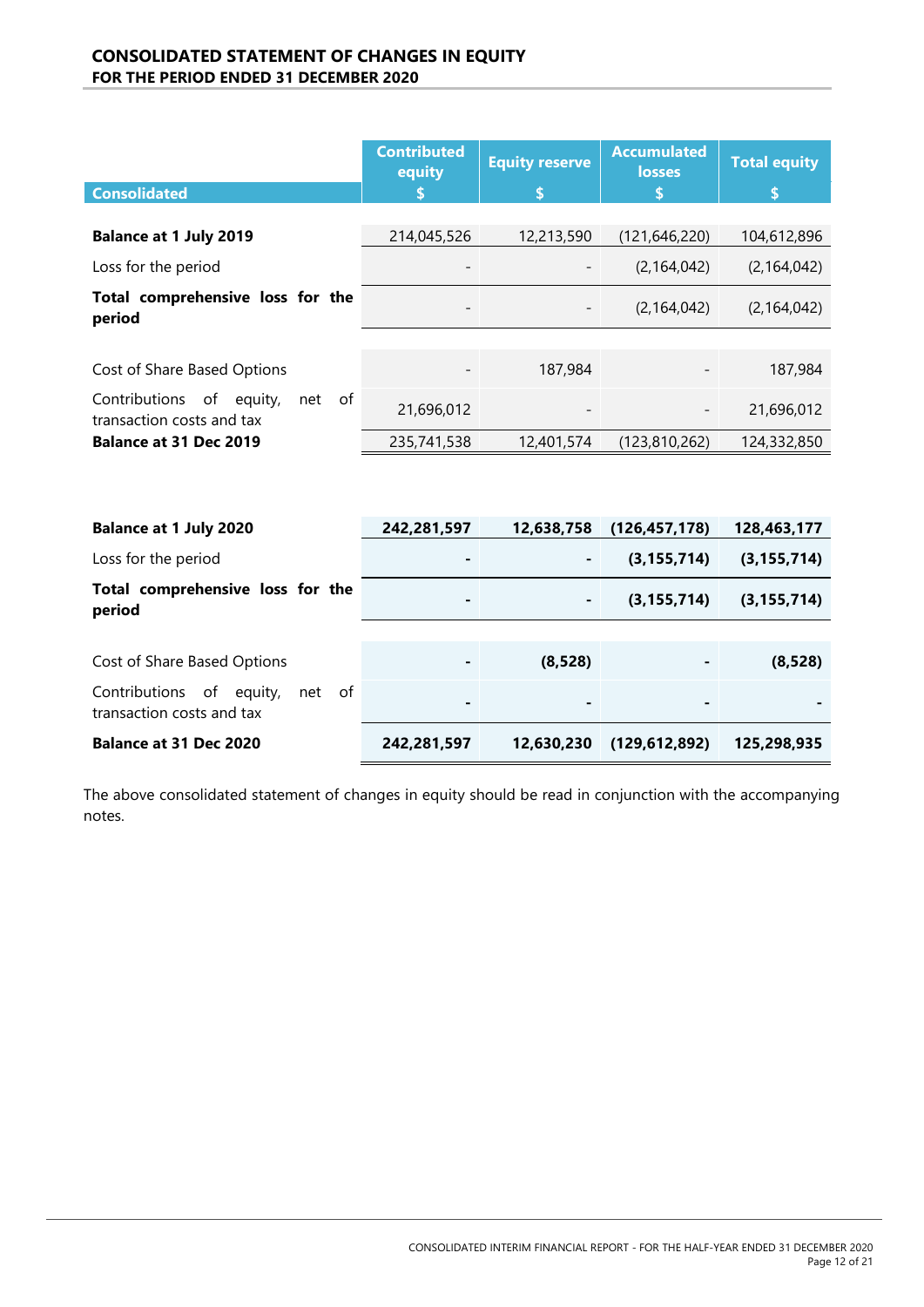**CONSOLIDATED STATEMENT OF CHANGES IN EQUITY**
**FOR THE PERIOD ENDED 31 DECEMBER 2020**

| Consolidated | Contributed equity $ | Equity reserve $ | Accumulated losses $ | Total equity $ |
|---|---|---|---|---|
| **Balance at 1 July 2019** | 214,045,526 | 12,213,590 | (121,646,220) | 104,612,896 |
| Loss for the period | - | - | (2,164,042) | (2,164,042) |
| **Total comprehensive loss for the period** | - | - | (2,164,042) | (2,164,042) |
| Cost of Share Based Options | - | 187,984 | - | 187,984 |
| Contributions of equity, net of transaction costs and tax | 21,696,012 | - | - | 21,696,012 |
| **Balance at 31 Dec 2019** | 235,741,538 | 12,401,574 | (123,810,262) | 124,332,850 |
| | | | | |
| **Balance at 1 July 2020** | **242,281,597** | **12,638,758** | **(126,457,178)** | **128,463,177** |
| Loss for the period | **-** | **-** | **(3,155,714)** | **(3,155,714)** |
| **Total comprehensive loss for the period** | **-** | **-** | **(3,155,714)** | **(3,155,714)** |
| Cost of Share Based Options | **-** | **(8,528)** | **-** | **(8,528)** |
| Contributions of equity, net of transaction costs and tax | **-** | **-** | **-** | **-** |
| **Balance at 31 Dec 2020** | **242,281,597** | **12,630,230** | **(129,612,892)** | **125,298,935** |

The above consolidated statement of changes in equity should be read in conjunction with the accompanying notes.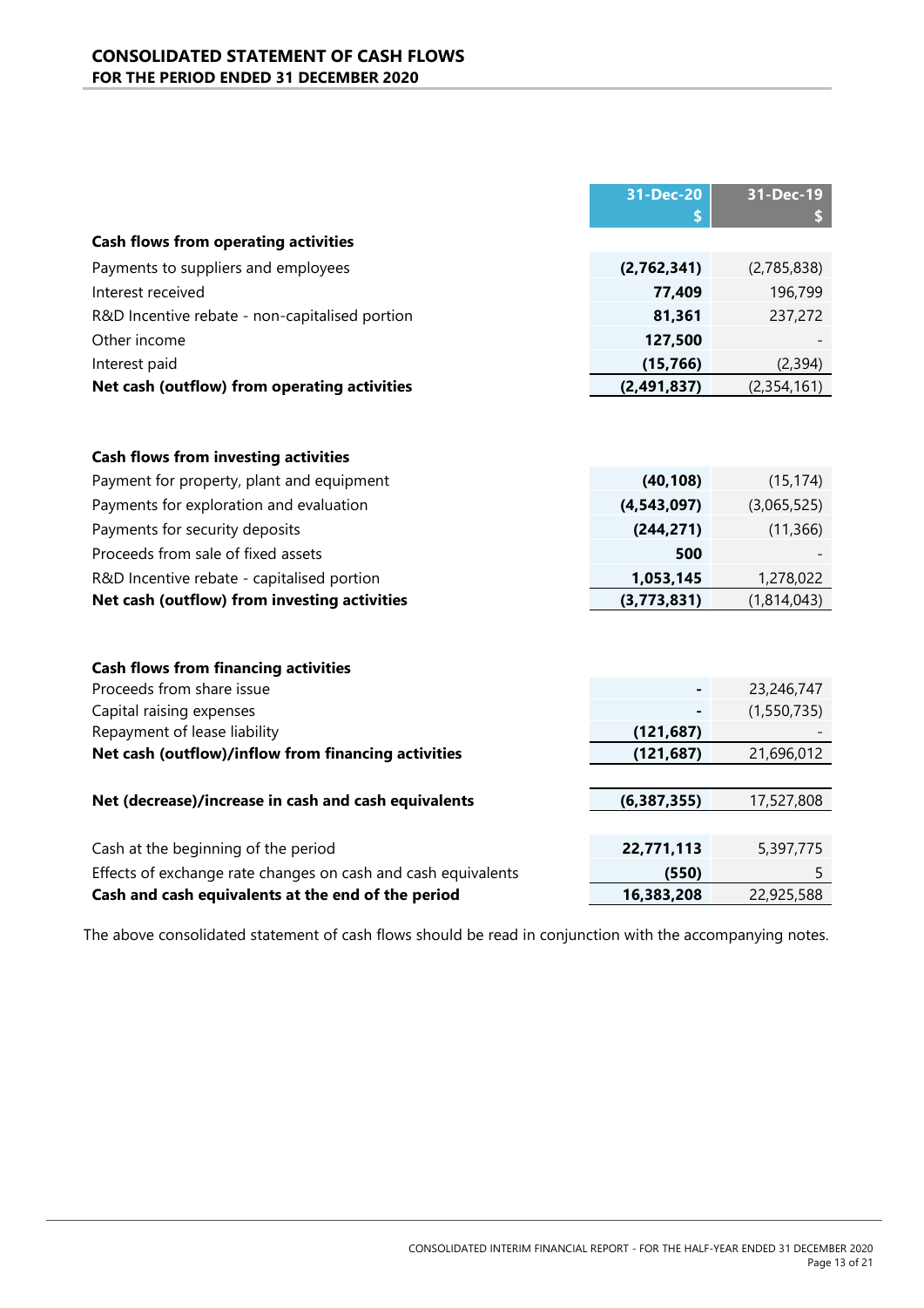## CONSOLIDATED STATEMENT OF CASH FLOWS
### FOR THE PERIOD ENDED 31 DECEMBER 2020

| | 31-Dec-20<br>$ | 31-Dec-19<br>$ |
|---|---|---|
| **Cash flows from operating activities** | | |
| Payments to suppliers and employees | **(2,762,341)** | (2,785,838) |
| Interest received | **77,409** | 196,799 |
| R&D Incentive rebate - non-capitalised portion | **81,361** | 237,272 |
| Other income | **127,500** | - |
| Interest paid | **(15,766)** | (2,394) |
| **Net cash (outflow) from operating activities** | **(2,491,837)** | (2,354,161) |
| | | |
| **Cash flows from investing activities** | | |
| Payment for property, plant and equipment | **(40,108)** | (15,174) |
| Payments for exploration and evaluation | **(4,543,097)** | (3,065,525) |
| Payments for security deposits | **(244,271)** | (11,366) |
| Proceeds from sale of fixed assets | **500** | - |
| R&D Incentive rebate - capitalised portion | **1,053,145** | 1,278,022 |
| **Net cash (outflow) from investing activities** | **(3,773,831)** | (1,814,043) |
| | | |
| **Cash flows from financing activities** | | |
| Proceeds from share issue | **-** | 23,246,747 |
| Capital raising expenses | **-** | (1,550,735) |
| Repayment of lease liability | **(121,687)** | - |
| **Net cash (outflow)/inflow from financing activities** | **(121,687)** | 21,696,012 |
| | | |
| **Net (decrease)/increase in cash and cash equivalents** | **(6,387,355)** | 17,527,808 |
| | | |
| Cash at the beginning of the period | **22,771,113** | 5,397,775 |
| Effects of exchange rate changes on cash and cash equivalents | **(550)** | 5 |
| **Cash and cash equivalents at the end of the period** | **16,383,208** | 22,925,588 |

The above consolidated statement of cash flows should be read in conjunction with the accompanying notes.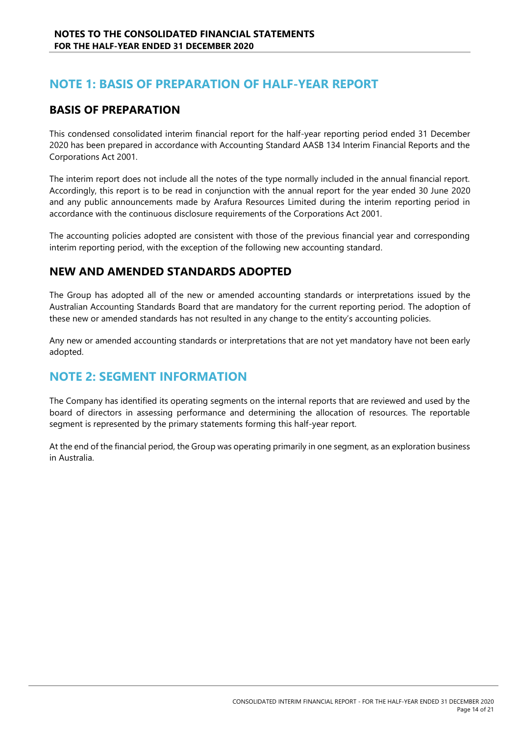# NOTE 1: BASIS OF PREPARATION OF HALF-YEAR REPORT

## BASIS OF PREPARATION

This condensed consolidated interim financial report for the half-year reporting period ended 31 December 2020 has been prepared in accordance with Accounting Standard AASB 134 Interim Financial Reports and the Corporations Act 2001.

The interim report does not include all the notes of the type normally included in the annual financial report. Accordingly, this report is to be read in conjunction with the annual report for the year ended 30 June 2020 and any public announcements made by Arafura Resources Limited during the interim reporting period in accordance with the continuous disclosure requirements of the Corporations Act 2001.

The accounting policies adopted are consistent with those of the previous financial year and corresponding interim reporting period, with the exception of the following new accounting standard.

## NEW AND AMENDED STANDARDS ADOPTED

The Group has adopted all of the new or amended accounting standards or interpretations issued by the Australian Accounting Standards Board that are mandatory for the current reporting period. The adoption of these new or amended standards has not resulted in any change to the entity's accounting policies.

Any new or amended accounting standards or interpretations that are not yet mandatory have not been early adopted.

# NOTE 2: SEGMENT INFORMATION

The Company has identified its operating segments on the internal reports that are reviewed and used by the board of directors in assessing performance and determining the allocation of resources. The reportable segment is represented by the primary statements forming this half-year report.

At the end of the financial period, the Group was operating primarily in one segment, as an exploration business in Australia.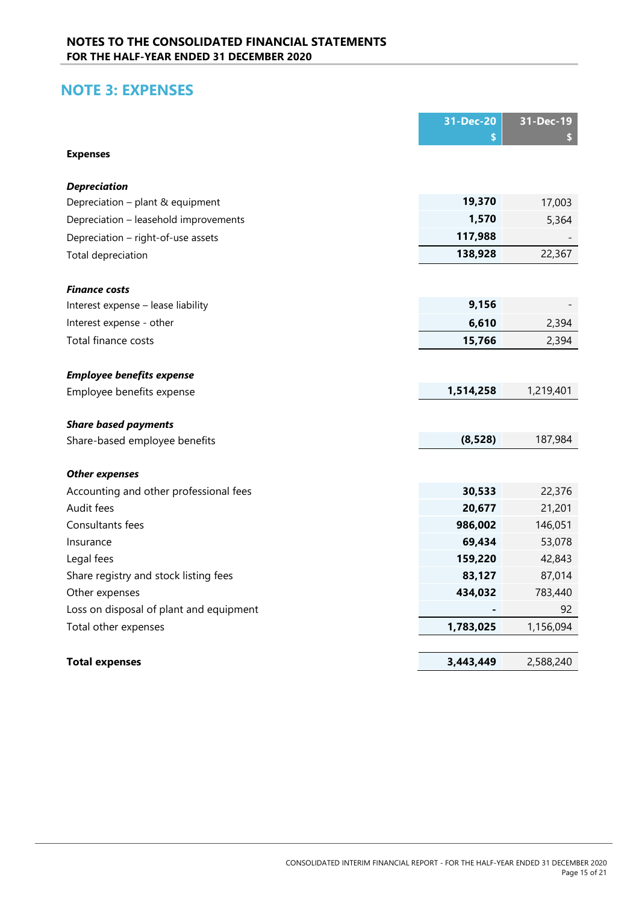## NOTE 3: EXPENSES

| | 31-Dec-20<br>$ | 31-Dec-19<br>$ |
|---|---|---|
| **Expenses** | | |
| ***Depreciation*** | | |
| Depreciation – plant & equipment | **19,370** | 17,003 |
| Depreciation – leasehold improvements | **1,570** | 5,364 |
| Depreciation – right-of-use assets | **117,988** | - |
| Total depreciation | **138,928** | 22,367 |
| ***Finance costs*** | | |
| Interest expense – lease liability | **9,156** | - |
| Interest expense - other | **6,610** | 2,394 |
| Total finance costs | **15,766** | 2,394 |
| ***Employee benefits expense*** | | |
| Employee benefits expense | **1,514,258** | 1,219,401 |
| ***Share based payments*** | | |
| Share-based employee benefits | **(8,528)** | 187,984 |
| ***Other expenses*** | | |
| Accounting and other professional fees | **30,533** | 22,376 |
| Audit fees | **20,677** | 21,201 |
| Consultants fees | **986,002** | 146,051 |
| Insurance | **69,434** | 53,078 |
| Legal fees | **159,220** | 42,843 |
| Share registry and stock listing fees | **83,127** | 87,014 |
| Other expenses | **434,032** | 783,440 |
| Loss on disposal of plant and equipment | **-** | 92 |
| Total other expenses | **1,783,025** | 1,156,094 |
| **Total expenses** | **3,443,449** | 2,588,240 |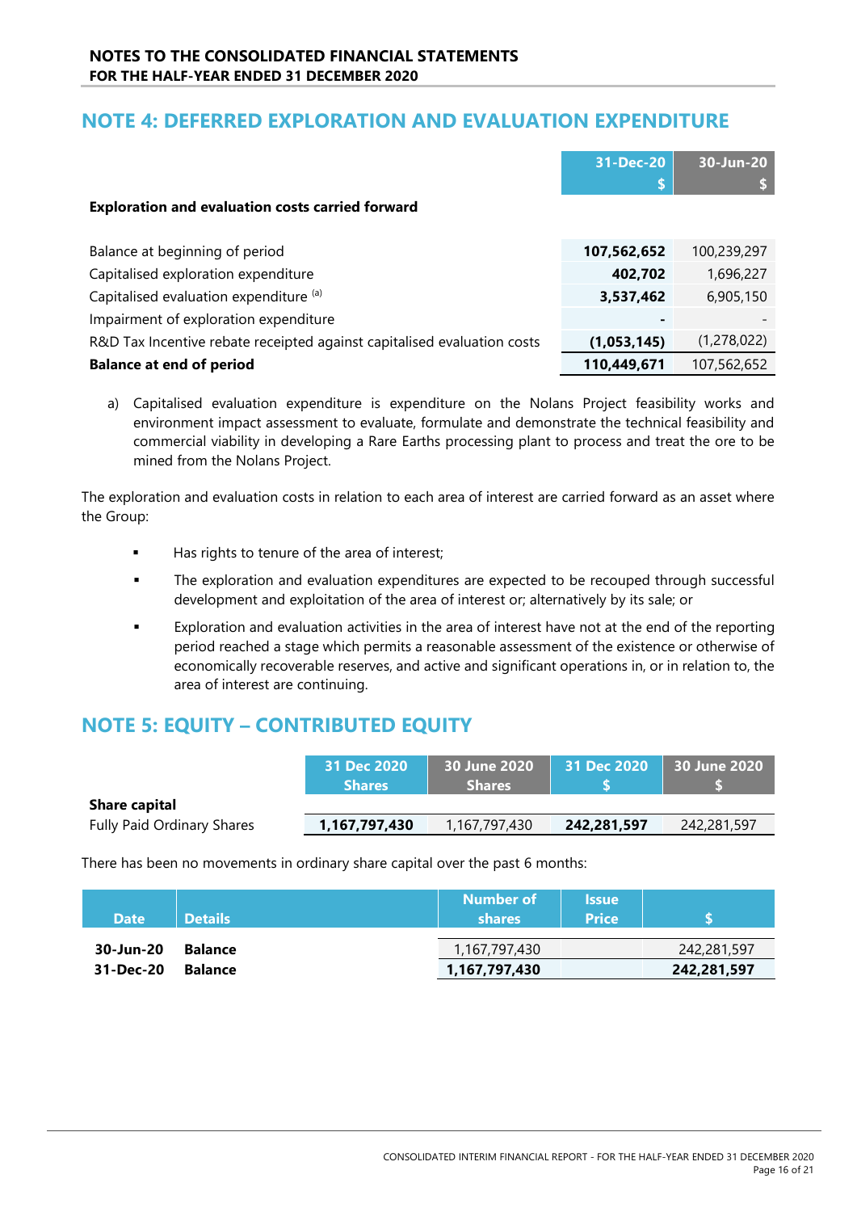## NOTE 4: DEFERRED EXPLORATION AND EVALUATION EXPENDITURE

| | 31-Dec-20 $ | 30-Jun-20 $ |
|---|---|---|
| **Exploration and evaluation costs carried forward** | | |
| Balance at beginning of period | **107,562,652** | 100,239,297 |
| Capitalised exploration expenditure | **402,702** | 1,696,227 |
| Capitalised evaluation expenditure [(a)] | **3,537,462** | 6,905,150 |
| Impairment of exploration expenditure | **-** | - |
| R&D Tax Incentive rebate receipted against capitalised evaluation costs | **(1,053,145)** | (1,278,022) |
| **Balance at end of period** | **110,449,671** | 107,562,652 |

a) Capitalised evaluation expenditure is expenditure on the Nolans Project feasibility works and environment impact assessment to evaluate, formulate and demonstrate the technical feasibility and commercial viability in developing a Rare Earths processing plant to process and treat the ore to be mined from the Nolans Project.

The exploration and evaluation costs in relation to each area of interest are carried forward as an asset where the Group:

- Has rights to tenure of the area of interest;
- The exploration and evaluation expenditures are expected to be recouped through successful development and exploitation of the area of interest or; alternatively by its sale; or
- Exploration and evaluation activities in the area of interest have not at the end of the reporting period reached a stage which permits a reasonable assessment of the existence or otherwise of economically recoverable reserves, and active and significant operations in, or in relation to, the area of interest are continuing.

## NOTE 5: EQUITY – CONTRIBUTED EQUITY

| | 31 Dec 2020 Shares | 30 June 2020 Shares | 31 Dec 2020 $ | 30 June 2020 $ |
|---|---|---|---|---|
| **Share capital** | | | | |
| Fully Paid Ordinary Shares | **1,167,797,430** | 1,167,797,430 | **242,281,597** | 242,281,597 |

There has been no movements in ordinary share capital over the past 6 months:

| Date | Details | Number of shares | Issue Price | $ |
|---|---|---|---|---|
| **30-Jun-20** | **Balance** | 1,167,797,430 | | 242,281,597 |
| **31-Dec-20** | **Balance** | **1,167,797,430** | | **242,281,597** |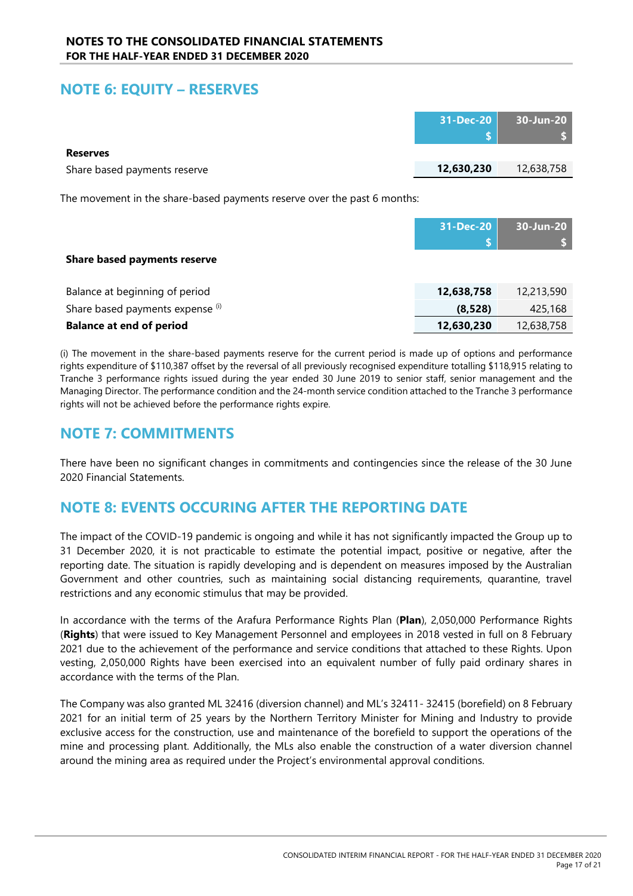## NOTE 6: EQUITY – RESERVES

| | 31-Dec-20 $ | 30-Jun-20 $ |
|---|---|---|
| **Reserves** | | |
| Share based payments reserve | **12,630,230** | 12,638,758 |

The movement in the share-based payments reserve over the past 6 months:

| | 31-Dec-20 $ | 30-Jun-20 $ |
|---|---|---|
| **Share based payments reserve** | | |
| Balance at beginning of period | **12,638,758** | 12,213,590 |
| Share based payments expense (i) | **(8,528)** | 425,168 |
| **Balance at end of period** | **12,630,230** | 12,638,758 |

(i) The movement in the share-based payments reserve for the current period is made up of options and performance rights expenditure of $110,387 offset by the reversal of all previously recognised expenditure totalling $118,915 relating to Tranche 3 performance rights issued during the year ended 30 June 2019 to senior staff, senior management and the Managing Director. The performance condition and the 24-month service condition attached to the Tranche 3 performance rights will not be achieved before the performance rights expire.

## NOTE 7: COMMITMENTS

There have been no significant changes in commitments and contingencies since the release of the 30 June 2020 Financial Statements.

## NOTE 8: EVENTS OCCURING AFTER THE REPORTING DATE

The impact of the COVID-19 pandemic is ongoing and while it has not significantly impacted the Group up to 31 December 2020, it is not practicable to estimate the potential impact, positive or negative, after the reporting date. The situation is rapidly developing and is dependent on measures imposed by the Australian Government and other countries, such as maintaining social distancing requirements, quarantine, travel restrictions and any economic stimulus that may be provided.

In accordance with the terms of the Arafura Performance Rights Plan (**Plan**), 2,050,000 Performance Rights (**Rights**) that were issued to Key Management Personnel and employees in 2018 vested in full on 8 February 2021 due to the achievement of the performance and service conditions that attached to these Rights. Upon vesting, 2,050,000 Rights have been exercised into an equivalent number of fully paid ordinary shares in accordance with the terms of the Plan.

The Company was also granted ML 32416 (diversion channel) and ML's 32411- 32415 (borefield) on 8 February 2021 for an initial term of 25 years by the Northern Territory Minister for Mining and Industry to provide exclusive access for the construction, use and maintenance of the borefield to support the operations of the mine and processing plant. Additionally, the MLs also enable the construction of a water diversion channel around the mining area as required under the Project's environmental approval conditions.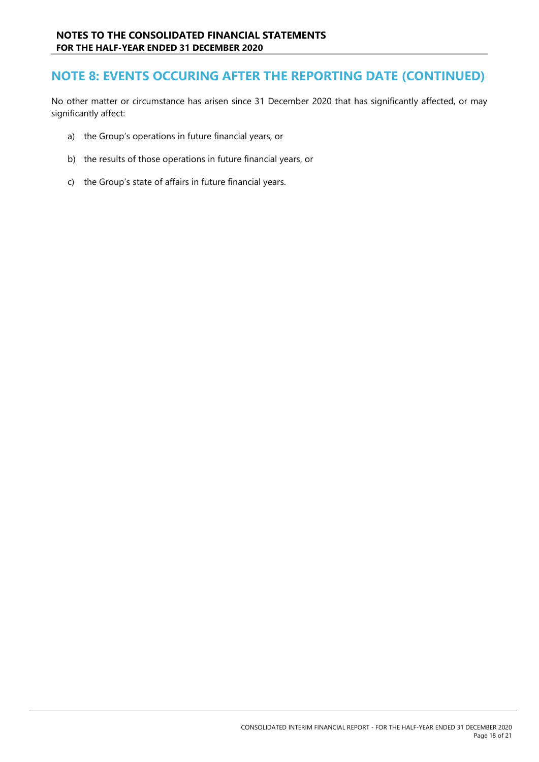## NOTE 8: EVENTS OCCURING AFTER THE REPORTING DATE (CONTINUED)

No other matter or circumstance has arisen since 31 December 2020 that has significantly affected, or may significantly affect:

a) the Group's operations in future financial years, or

b) the results of those operations in future financial years, or

c) the Group's state of affairs in future financial years.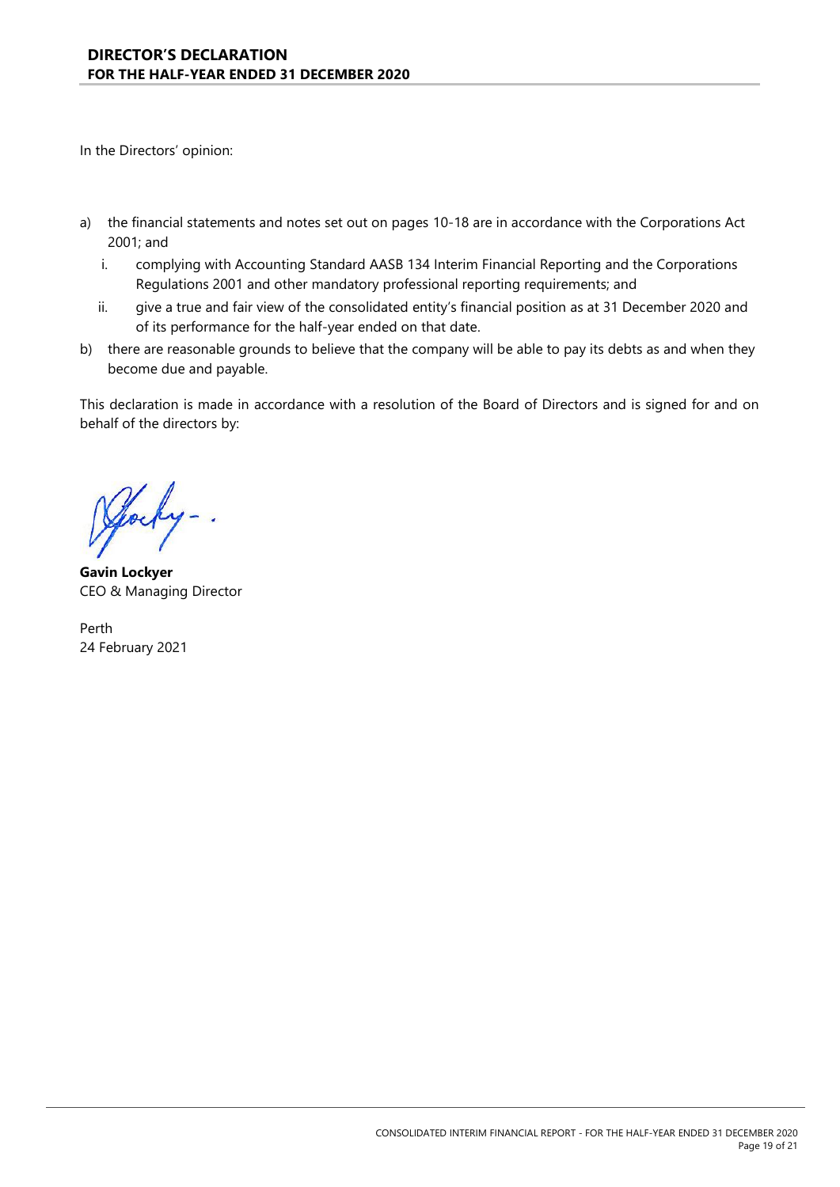## DIRECTOR'S DECLARATION
### FOR THE HALF-YEAR ENDED 31 DECEMBER 2020

In the Directors' opinion:

a) the financial statements and notes set out on pages 10-18 are in accordance with the Corporations Act 2001; and

   i. complying with Accounting Standard AASB 134 Interim Financial Reporting and the Corporations Regulations 2001 and other mandatory professional reporting requirements; and

   ii. give a true and fair view of the consolidated entity's financial position as at 31 December 2020 and of its performance for the half-year ended on that date.

b) there are reasonable grounds to believe that the company will be able to pay its debts as and when they become due and payable.

This declaration is made in accordance with a resolution of the Board of Directors and is signed for and on behalf of the directors by:

**Gavin Lockyer**
CEO & Managing Director

Perth
24 February 2021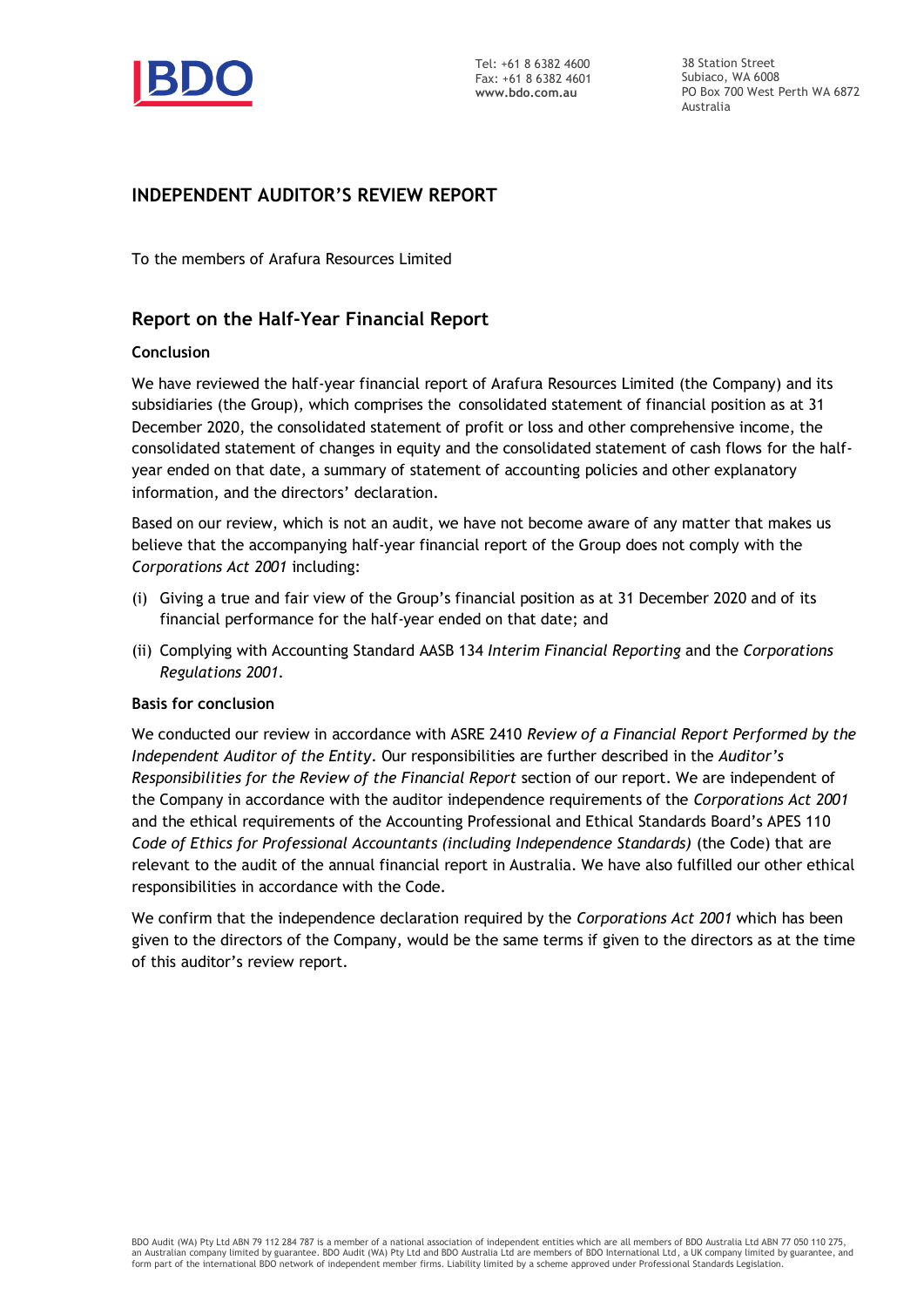# INDEPENDENT AUDITOR'S REVIEW REPORT

To the members of Arafura Resources Limited

## Report on the Half-Year Financial Report

### Conclusion

We have reviewed the half-year financial report of Arafura Resources Limited (the Company) and its subsidiaries (the Group), which comprises the consolidated statement of financial position as at 31 December 2020, the consolidated statement of profit or loss and other comprehensive income, the consolidated statement of changes in equity and the consolidated statement of cash flows for the half-year ended on that date, a summary of statement of accounting policies and other explanatory information, and the directors' declaration.

Based on our review, which is not an audit, we have not become aware of any matter that makes us believe that the accompanying half-year financial report of the Group does not comply with the *Corporations Act 2001* including:

(i) Giving a true and fair view of the Group's financial position as at 31 December 2020 and of its financial performance for the half-year ended on that date; and

(ii) Complying with Accounting Standard AASB 134 *Interim Financial Reporting* and the *Corporations Regulations 2001*.

### Basis for conclusion

We conducted our review in accordance with ASRE 2410 *Review of a Financial Report Performed by the Independent Auditor of the Entity*. Our responsibilities are further described in the *Auditor's Responsibilities for the Review of the Financial Report* section of our report. We are independent of the Company in accordance with the auditor independence requirements of the *Corporations Act 2001* and the ethical requirements of the Accounting Professional and Ethical Standards Board's APES 110 *Code of Ethics for Professional Accountants (including Independence Standards)* (the Code) that are relevant to the audit of the annual financial report in Australia. We have also fulfilled our other ethical responsibilities in accordance with the Code.

We confirm that the independence declaration required by the *Corporations Act 2001* which has been given to the directors of the Company, would be the same terms if given to the directors as at the time of this auditor's review report.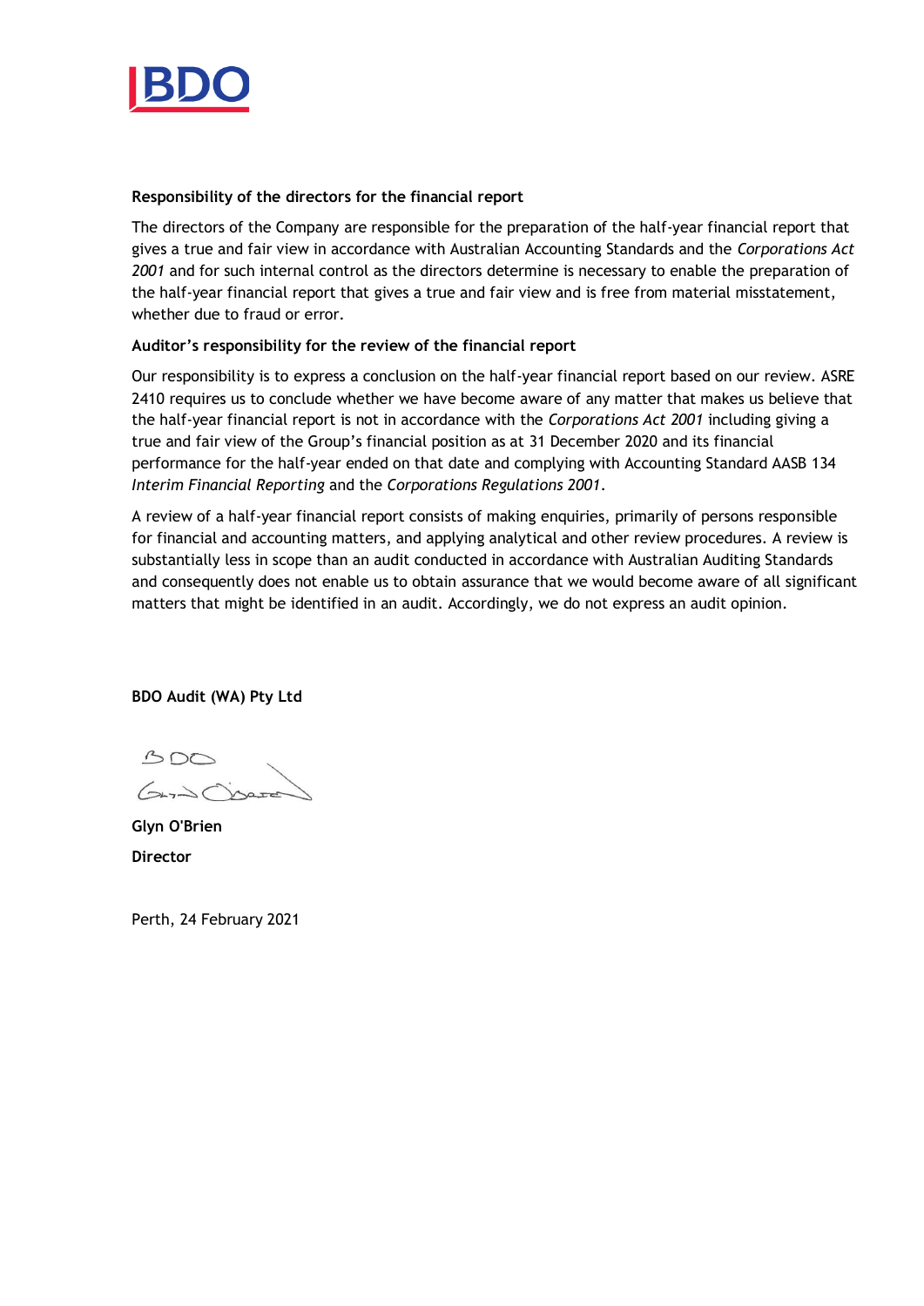**Responsibility of the directors for the financial report**

The directors of the Company are responsible for the preparation of the half-year financial report that gives a true and fair view in accordance with Australian Accounting Standards and the *Corporations Act 2001* and for such internal control as the directors determine is necessary to enable the preparation of the half-year financial report that gives a true and fair view and is free from material misstatement, whether due to fraud or error.

**Auditor's responsibility for the review of the financial report**

Our responsibility is to express a conclusion on the half-year financial report based on our review. ASRE 2410 requires us to conclude whether we have become aware of any matter that makes us believe that the half-year financial report is not in accordance with the *Corporations Act 2001* including giving a true and fair view of the Group's financial position as at 31 December 2020 and its financial performance for the half-year ended on that date and complying with Accounting Standard AASB 134 *Interim Financial Reporting* and the *Corporations Regulations 2001*.

A review of a half-year financial report consists of making enquiries, primarily of persons responsible for financial and accounting matters, and applying analytical and other review procedures. A review is substantially less in scope than an audit conducted in accordance with Australian Auditing Standards and consequently does not enable us to obtain assurance that we would become aware of all significant matters that might be identified in an audit. Accordingly, we do not express an audit opinion.

**BDO Audit (WA) Pty Ltd**

**Glyn O'Brien**

**Director**

Perth, 24 February 2021